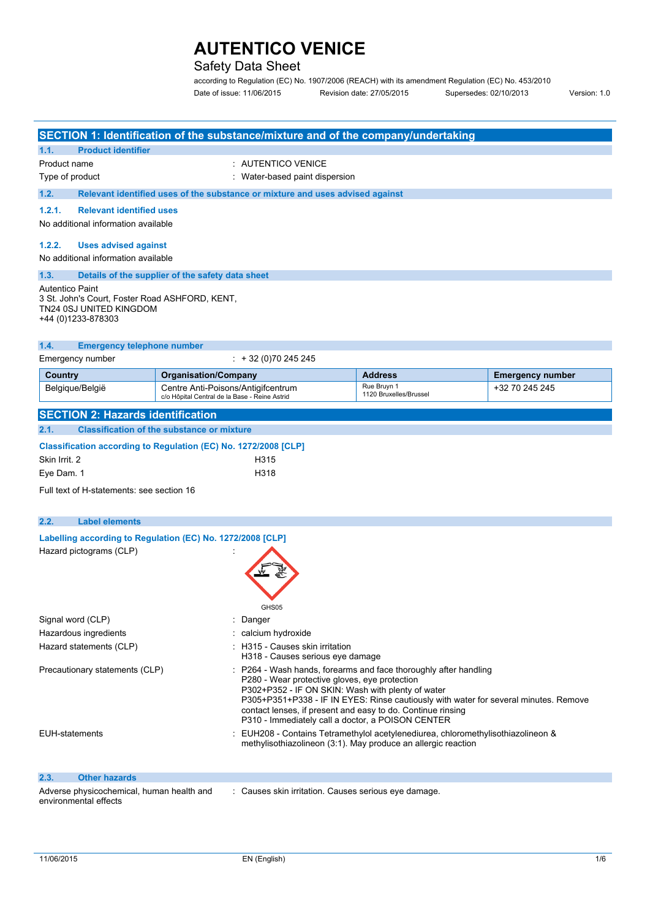# AUTENTICO VENICE

## Safety Data Sheet

according to Regulation (EC) No. 1907/2006 (REACH) with its amendment Regulation (EC) No. 453/2010

Date of issue: 11/06/2015 Revision date: 27/05/2015 Supersedes: 02/10/2013 Version: 1.0

## SECTION 1: Identification of the substance/mixture and of the company/undertaking

### 1.1. Product identifier

Product name : AUTENTICO VENICE

Type of product : Water-based paint dispersion

### 1.2. Relevant identified uses of the substance or mixture and uses advised against

#### 1.2.1. Relevant identified uses

No additional information available

#### 1.2.2. Uses advised against

No additional information available

### 1.3. Details of the supplier of the safety data sheet

Autentico Paint
3 St. John's Court, Foster Road ASHFORD, KENT,
TN24 0SJ UNITED KINGDOM
+44 (0)1233-878303

### 1.4. Emergency telephone number

Emergency number : + 32 (0)70 245 245

| Country | Organisation/Company | Address | Emergency number |
|---|---|---|---|
| Belgique/België | Centre Anti-Poisons/Antigifcentrum<br>c/o Hôpital Central de la Base - Reine Astrid | Rue Bruyn 1<br>1120 Bruxelles/Brussel | +32 70 245 245 |

## SECTION 2: Hazards identification

### 2.1. Classification of the substance or mixture

**Classification according to Regulation (EC) No. 1272/2008 [CLP]**

Skin Irrit. 2 H315

Eye Dam. 1 H318

Full text of H-statements: see section 16

### 2.2. Label elements

**Labelling according to Regulation (EC) No. 1272/2008 [CLP]**

Hazard pictograms (CLP) :

GHS05

Signal word (CLP) : Danger

Hazardous ingredients : calcium hydroxide

Hazard statements (CLP) : H315 - Causes skin irritation
H318 - Causes serious eye damage

Precautionary statements (CLP) : P264 - Wash hands, forearms and face thoroughly after handling
P280 - Wear protective gloves, eye protection
P302+P352 - IF ON SKIN: Wash with plenty of water
P305+P351+P338 - IF IN EYES: Rinse cautiously with water for several minutes. Remove contact lenses, if present and easy to do. Continue rinsing
P310 - Immediately call a doctor, a POISON CENTER

EUH-statements : EUH208 - Contains Tetramethylol acetylenediurea, chloromethylisothiazolineon & methylisothiazolineon (3:1). May produce an allergic reaction

### 2.3. Other hazards

Adverse physicochemical, human health and environmental effects : Causes skin irritation. Causes serious eye damage.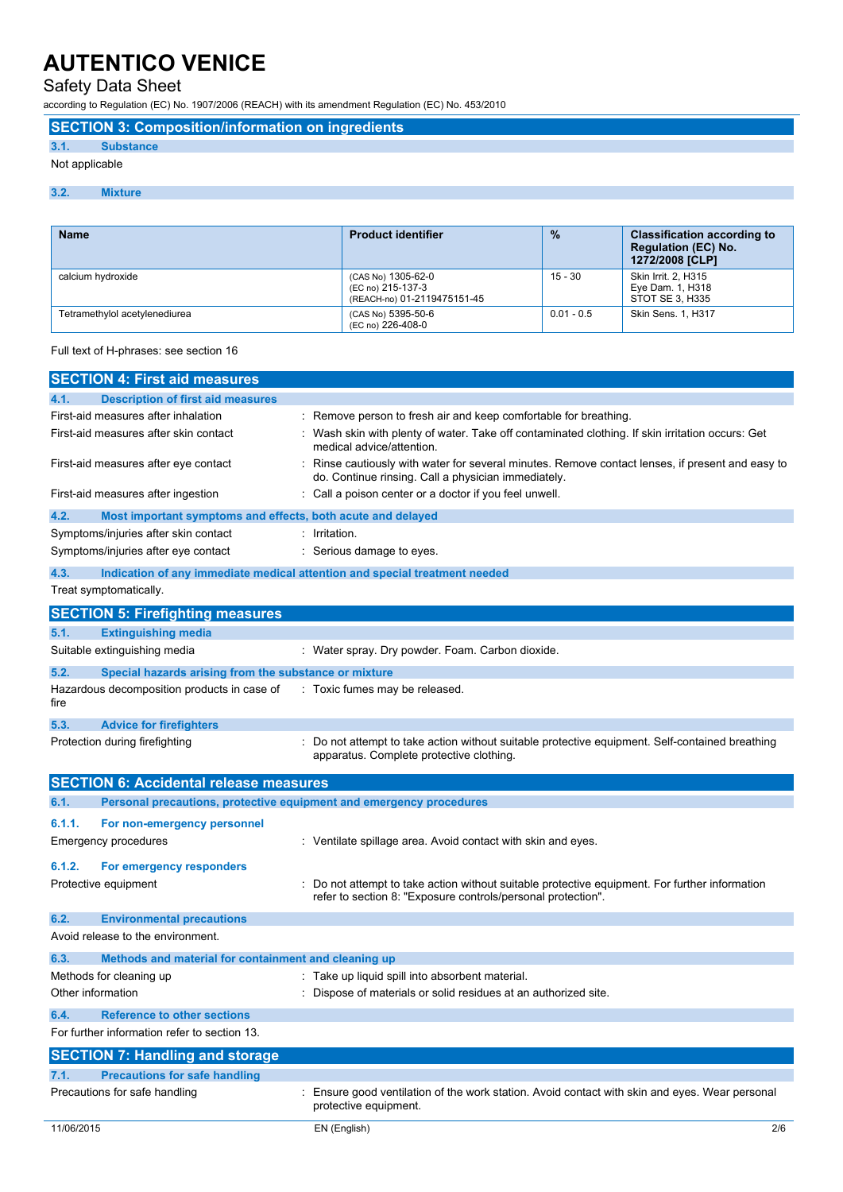# AUTENTICO VENICE

Safety Data Sheet

according to Regulation (EC) No. 1907/2006 (REACH) with its amendment Regulation (EC) No. 453/2010

## SECTION 3: Composition/information on ingredients

### 3.1. Substance

Not applicable

### 3.2. Mixture

| Name | Product identifier | % | Classification according to Regulation (EC) No. 1272/2008 [CLP] |
|---|---|---|---|
| calcium hydroxide | (CAS No) 1305-62-0<br>(EC no) 215-137-3<br>(REACH-no) 01-2119475151-45 | 15 - 30 | Skin Irrit. 2, H315<br>Eye Dam. 1, H318<br>STOT SE 3, H335 |
| Tetramethylol acetylenediurea | (CAS No) 5395-50-6<br>(EC no) 226-408-0 | 0.01 - 0.5 | Skin Sens. 1, H317 |

Full text of H-phrases: see section 16

## SECTION 4: First aid measures

### 4.1. Description of first aid measures

First-aid measures after inhalation : Remove person to fresh air and keep comfortable for breathing.

First-aid measures after skin contact : Wash skin with plenty of water. Take off contaminated clothing. If skin irritation occurs: Get medical advice/attention.

First-aid measures after eye contact : Rinse cautiously with water for several minutes. Remove contact lenses, if present and easy to do. Continue rinsing. Call a physician immediately.

First-aid measures after ingestion : Call a poison center or a doctor if you feel unwell.

### 4.2. Most important symptoms and effects, both acute and delayed

Symptoms/injuries after skin contact : Irritation.

Symptoms/injuries after eye contact : Serious damage to eyes.

### 4.3. Indication of any immediate medical attention and special treatment needed

Treat symptomatically.

## SECTION 5: Firefighting measures

### 5.1. Extinguishing media

Suitable extinguishing media : Water spray. Dry powder. Foam. Carbon dioxide.

### 5.2. Special hazards arising from the substance or mixture

Hazardous decomposition products in case of fire : Toxic fumes may be released.

### 5.3. Advice for firefighters

Protection during firefighting : Do not attempt to take action without suitable protective equipment. Self-contained breathing apparatus. Complete protective clothing.

## SECTION 6: Accidental release measures

### 6.1. Personal precautions, protective equipment and emergency procedures

#### 6.1.1. For non-emergency personnel

Emergency procedures : Ventilate spillage area. Avoid contact with skin and eyes.

#### 6.1.2. For emergency responders

Protective equipment : Do not attempt to take action without suitable protective equipment. For further information refer to section 8: "Exposure controls/personal protection".

### 6.2. Environmental precautions

Avoid release to the environment.

### 6.3. Methods and material for containment and cleaning up

Methods for cleaning up : Take up liquid spill into absorbent material.

Other information : Dispose of materials or solid residues at an authorized site.

### 6.4. Reference to other sections

For further information refer to section 13.

## SECTION 7: Handling and storage

### 7.1. Precautions for safe handling

Precautions for safe handling : Ensure good ventilation of the work station. Avoid contact with skin and eyes. Wear personal protective equipment.

11/06/2015 EN (English)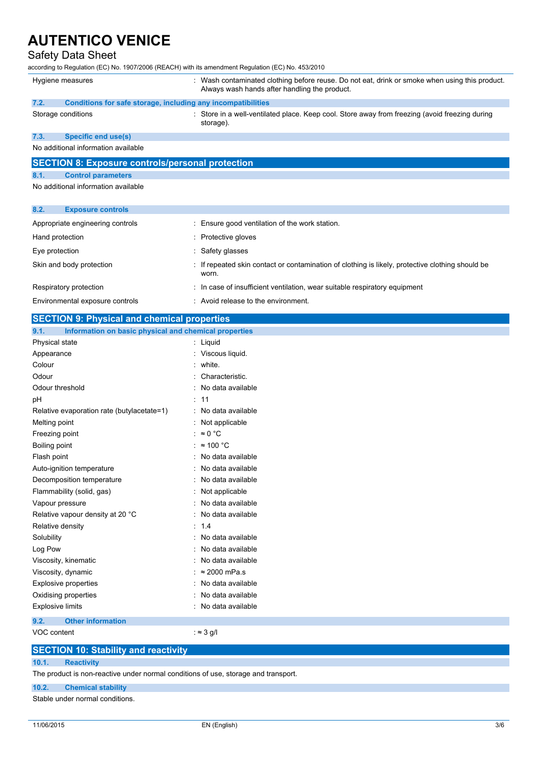| | |
|---|---|
| Hygiene measures | : Wash contaminated clothing before reuse. Do not eat, drink or smoke when using this product. Always wash hands after handling the product. |

### 7.2. Conditions for safe storage, including any incompatibilities

| | |
|---|---|
| Storage conditions | : Store in a well-ventilated place. Keep cool. Store away from freezing (avoid freezing during storage). |

### 7.3. Specific end use(s)

No additional information available

## SECTION 8: Exposure controls/personal protection

### 8.1. Control parameters

No additional information available

### 8.2. Exposure controls

| | |
|---|---|
| Appropriate engineering controls | : Ensure good ventilation of the work station. |
| Hand protection | : Protective gloves |
| Eye protection | : Safety glasses |
| Skin and body protection | : If repeated skin contact or contamination of clothing is likely, protective clothing should be worn. |
| Respiratory protection | : In case of insufficient ventilation, wear suitable respiratory equipment |
| Environmental exposure controls | : Avoid release to the environment. |

## SECTION 9: Physical and chemical properties

### 9.1. Information on basic physical and chemical properties

| | |
|---|---|
| Physical state | : Liquid |
| Appearance | : Viscous liquid. |
| Colour | : white. |
| Odour | : Characteristic. |
| Odour threshold | : No data available |
| pH | : 11 |
| Relative evaporation rate (butylacetate=1) | : No data available |
| Melting point | : Not applicable |
| Freezing point | : ≈ 0 °C |
| Boiling point | : ≈ 100 °C |
| Flash point | : No data available |
| Auto-ignition temperature | : No data available |
| Decomposition temperature | : No data available |
| Flammability (solid, gas) | : Not applicable |
| Vapour pressure | : No data available |
| Relative vapour density at 20 °C | : No data available |
| Relative density | : 1.4 |
| Solubility | : No data available |
| Log Pow | : No data available |
| Viscosity, kinematic | : No data available |
| Viscosity, dynamic | : ≈ 2000 mPa.s |
| Explosive properties | : No data available |
| Oxidising properties | : No data available |
| Explosive limits | : No data available |

### 9.2. Other information

| | |
|---|---|
| VOC content | : ≈ 3 g/l |

## SECTION 10: Stability and reactivity

### 10.1. Reactivity

The product is non-reactive under normal conditions of use, storage and transport.

### 10.2. Chemical stability

Stable under normal conditions.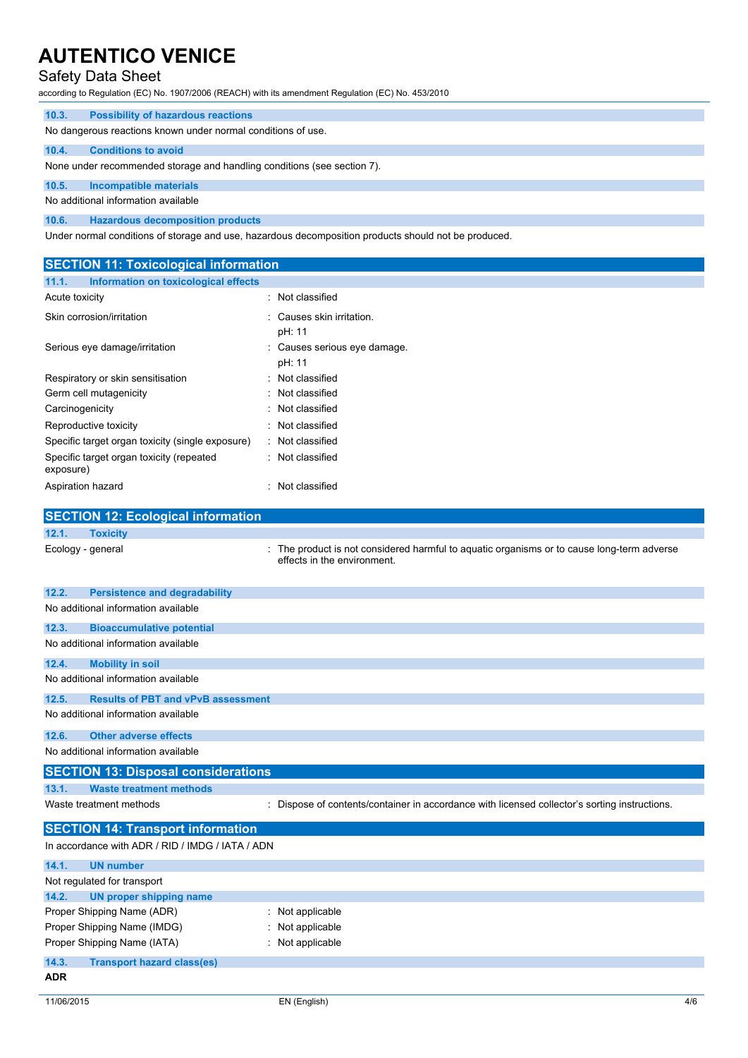### 10.3. Possibility of hazardous reactions

No dangerous reactions known under normal conditions of use.

### 10.4. Conditions to avoid

None under recommended storage and handling conditions (see section 7).

### 10.5. Incompatible materials

No additional information available

### 10.6. Hazardous decomposition products

Under normal conditions of storage and use, hazardous decomposition products should not be produced.

## SECTION 11: Toxicological information

### 11.1. Information on toxicological effects

| | |
|---|---|
| Acute toxicity | : Not classified |
| Skin corrosion/irritation | : Causes skin irritation.<br>pH: 11 |
| Serious eye damage/irritation | : Causes serious eye damage.<br>pH: 11 |
| Respiratory or skin sensitisation | : Not classified |
| Germ cell mutagenicity | : Not classified |
| Carcinogenicity | : Not classified |
| Reproductive toxicity | : Not classified |
| Specific target organ toxicity (single exposure) | : Not classified |
| Specific target organ toxicity (repeated exposure) | : Not classified |
| Aspiration hazard | : Not classified |

## SECTION 12: Ecological information

### 12.1. Toxicity

| | |
|---|---|
| Ecology - general | : The product is not considered harmful to aquatic organisms or to cause long-term adverse effects in the environment. |

### 12.2. Persistence and degradability

No additional information available

### 12.3. Bioaccumulative potential

No additional information available

### 12.4. Mobility in soil

No additional information available

### 12.5. Results of PBT and vPvB assessment

No additional information available

### 12.6. Other adverse effects

No additional information available

## SECTION 13: Disposal considerations

### 13.1. Waste treatment methods

| | |
|---|---|
| Waste treatment methods | : Dispose of contents/container in accordance with licensed collector's sorting instructions. |

## SECTION 14: Transport information

In accordance with ADR / RID / IMDG / IATA / ADN

### 14.1. UN number

Not regulated for transport

### 14.2. UN proper shipping name

| | |
|---|---|
| Proper Shipping Name (ADR) | : Not applicable |
| Proper Shipping Name (IMDG) | : Not applicable |
| Proper Shipping Name (IATA) | : Not applicable |

### 14.3. Transport hazard class(es)

**ADR**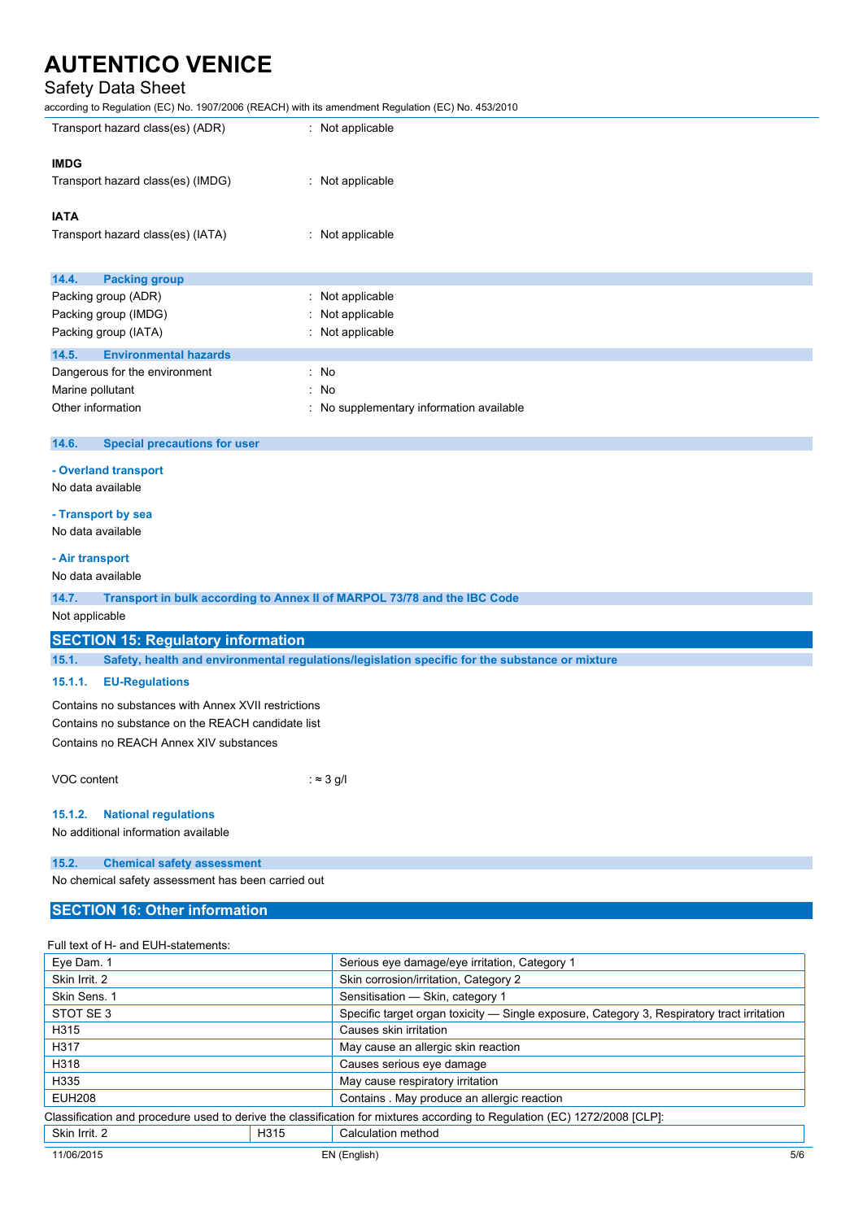Transport hazard class(es) (ADR) : Not applicable

**IMDG**

Transport hazard class(es) (IMDG) : Not applicable

**IATA**

Transport hazard class(es) (IATA) : Not applicable

### 14.4. Packing group

Packing group (ADR) : Not applicable
Packing group (IMDG) : Not applicable
Packing group (IATA) : Not applicable

### 14.5. Environmental hazards

Dangerous for the environment : No
Marine pollutant : No
Other information : No supplementary information available

### 14.6. Special precautions for user

**- Overland transport**

No data available

**- Transport by sea**

No data available

**- Air transport**

No data available

### 14.7. Transport in bulk according to Annex II of MARPOL 73/78 and the IBC Code

Not applicable

## SECTION 15: Regulatory information

### 15.1. Safety, health and environmental regulations/legislation specific for the substance or mixture

#### 15.1.1. EU-Regulations

Contains no substances with Annex XVII restrictions
Contains no substance on the REACH candidate list
Contains no REACH Annex XIV substances

VOC content : ≈ 3 g/l

#### 15.1.2. National regulations

No additional information available

### 15.2. Chemical safety assessment

No chemical safety assessment has been carried out

## SECTION 16: Other information

Full text of H- and EUH-statements:

| | |
|---|---|
| Eye Dam. 1 | Serious eye damage/eye irritation, Category 1 |
| Skin Irrit. 2 | Skin corrosion/irritation, Category 2 |
| Skin Sens. 1 | Sensitisation — Skin, category 1 |
| STOT SE 3 | Specific target organ toxicity — Single exposure, Category 3, Respiratory tract irritation |
| H315 | Causes skin irritation |
| H317 | May cause an allergic skin reaction |
| H318 | Causes serious eye damage |
| H335 | May cause respiratory irritation |
| EUH208 | Contains . May produce an allergic reaction |

Classification and procedure used to derive the classification for mixtures according to Regulation (EC) 1272/2008 [CLP]:

| | | |
|---|---|---|
| Skin Irrit. 2 | H315 | Calculation method |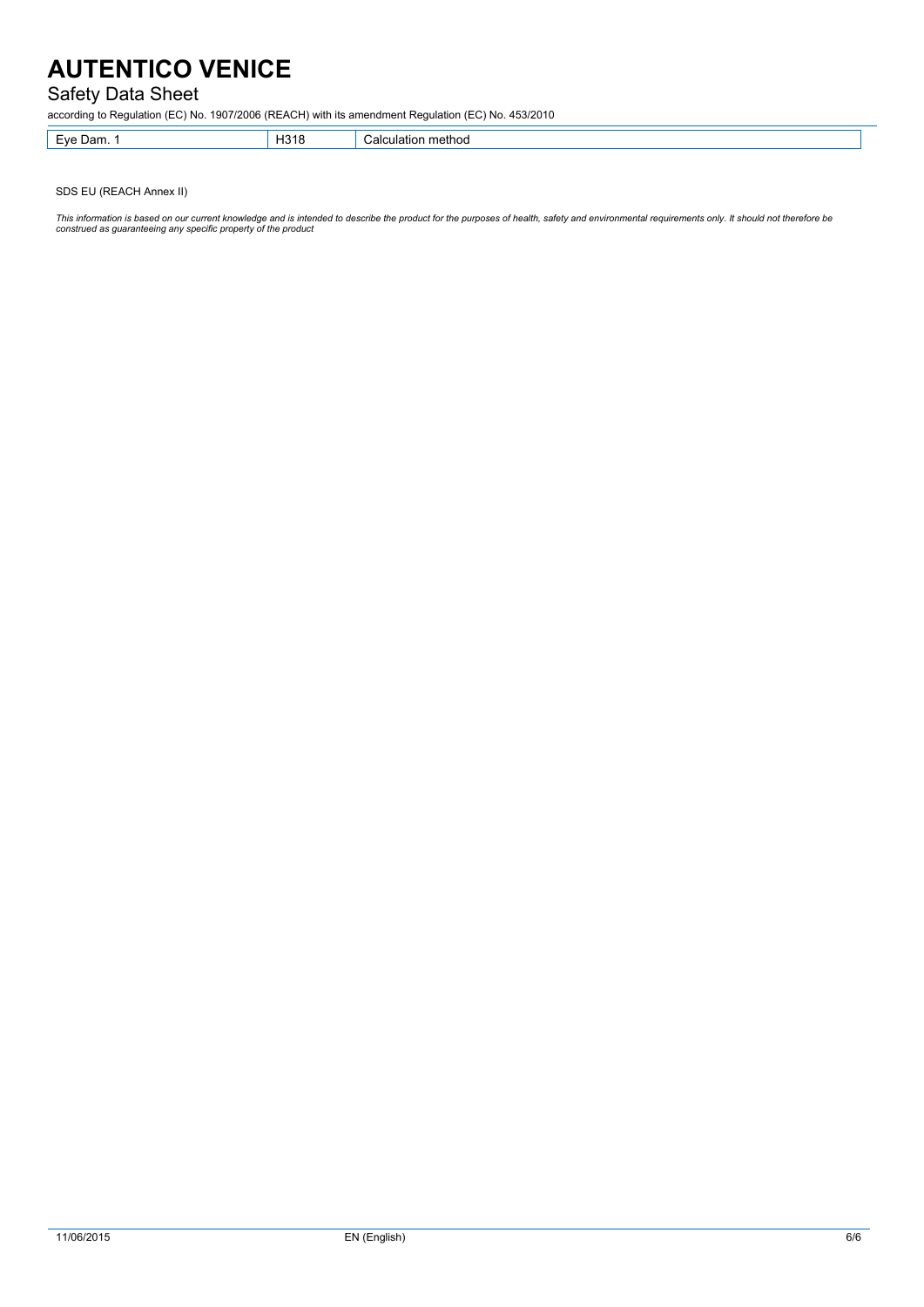| | | |
|---|---|---|
| Eye Dam. 1 | H318 | Calculation method |

SDS EU (REACH Annex II)

*This information is based on our current knowledge and is intended to describe the product for the purposes of health, safety and environmental requirements only. It should not therefore be construed as guaranteeing any specific property of the product*